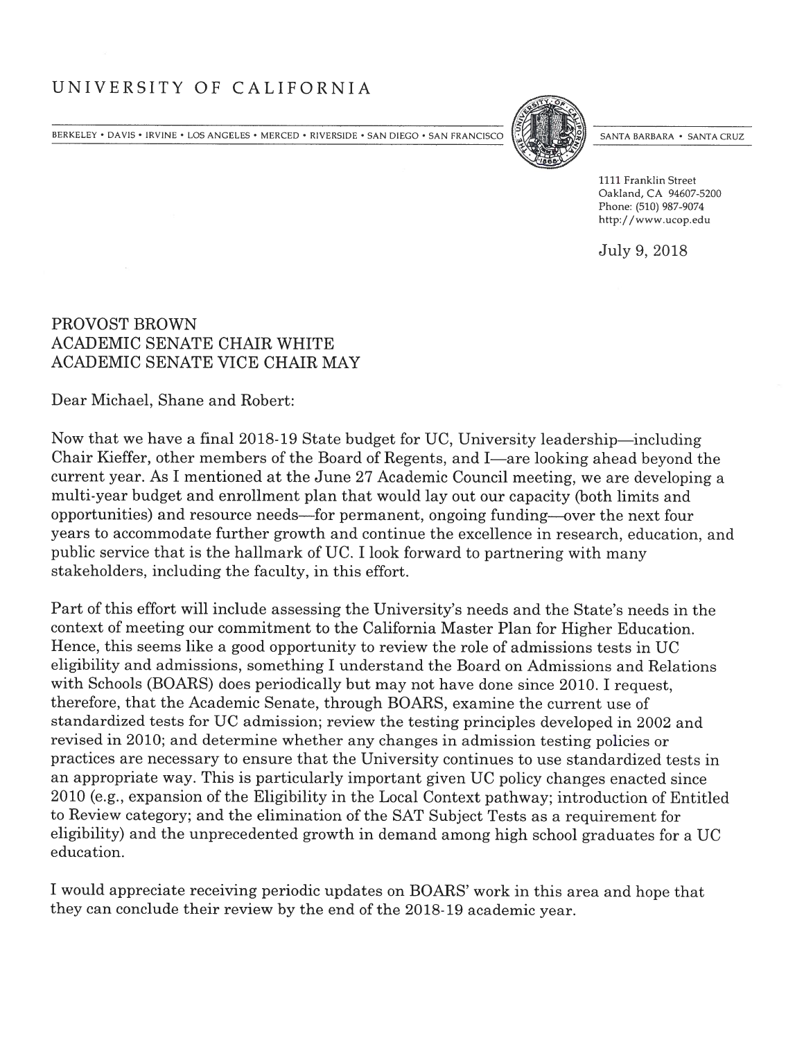# UNIVERSITY OF CALIFORNIA

BERKELEY • DAVIS • IRVINE • LOS ANGELES • MERCED • RIVERSIDE • SAN DIEGO • SAN FRANCISCO | SANTA BARBARA • SANTA CRUZ

1111 Franklin Street
Oakland, CA 94607-5200
Phone: (510) 987-9074
http://www.ucop.edu

July 9, 2018

PROVOST BROWN
ACADEMIC SENATE CHAIR WHITE
ACADEMIC SENATE VICE CHAIR MAY

Dear Michael, Shane and Robert:

Now that we have a final 2018-19 State budget for UC, University leadership—including Chair Kieffer, other members of the Board of Regents, and I—are looking ahead beyond the current year. As I mentioned at the June 27 Academic Council meeting, we are developing a multi-year budget and enrollment plan that would lay out our capacity (both limits and opportunities) and resource needs—for permanent, ongoing funding—over the next four years to accommodate further growth and continue the excellence in research, education, and public service that is the hallmark of UC. I look forward to partnering with many stakeholders, including the faculty, in this effort.

Part of this effort will include assessing the University's needs and the State's needs in the context of meeting our commitment to the California Master Plan for Higher Education. Hence, this seems like a good opportunity to review the role of admissions tests in UC eligibility and admissions, something I understand the Board on Admissions and Relations with Schools (BOARS) does periodically but may not have done since 2010. I request, therefore, that the Academic Senate, through BOARS, examine the current use of standardized tests for UC admission; review the testing principles developed in 2002 and revised in 2010; and determine whether any changes in admission testing policies or practices are necessary to ensure that the University continues to use standardized tests in an appropriate way. This is particularly important given UC policy changes enacted since 2010 (e.g., expansion of the Eligibility in the Local Context pathway; introduction of Entitled to Review category; and the elimination of the SAT Subject Tests as a requirement for eligibility) and the unprecedented growth in demand among high school graduates for a UC education.

I would appreciate receiving periodic updates on BOARS' work in this area and hope that they can conclude their review by the end of the 2018-19 academic year.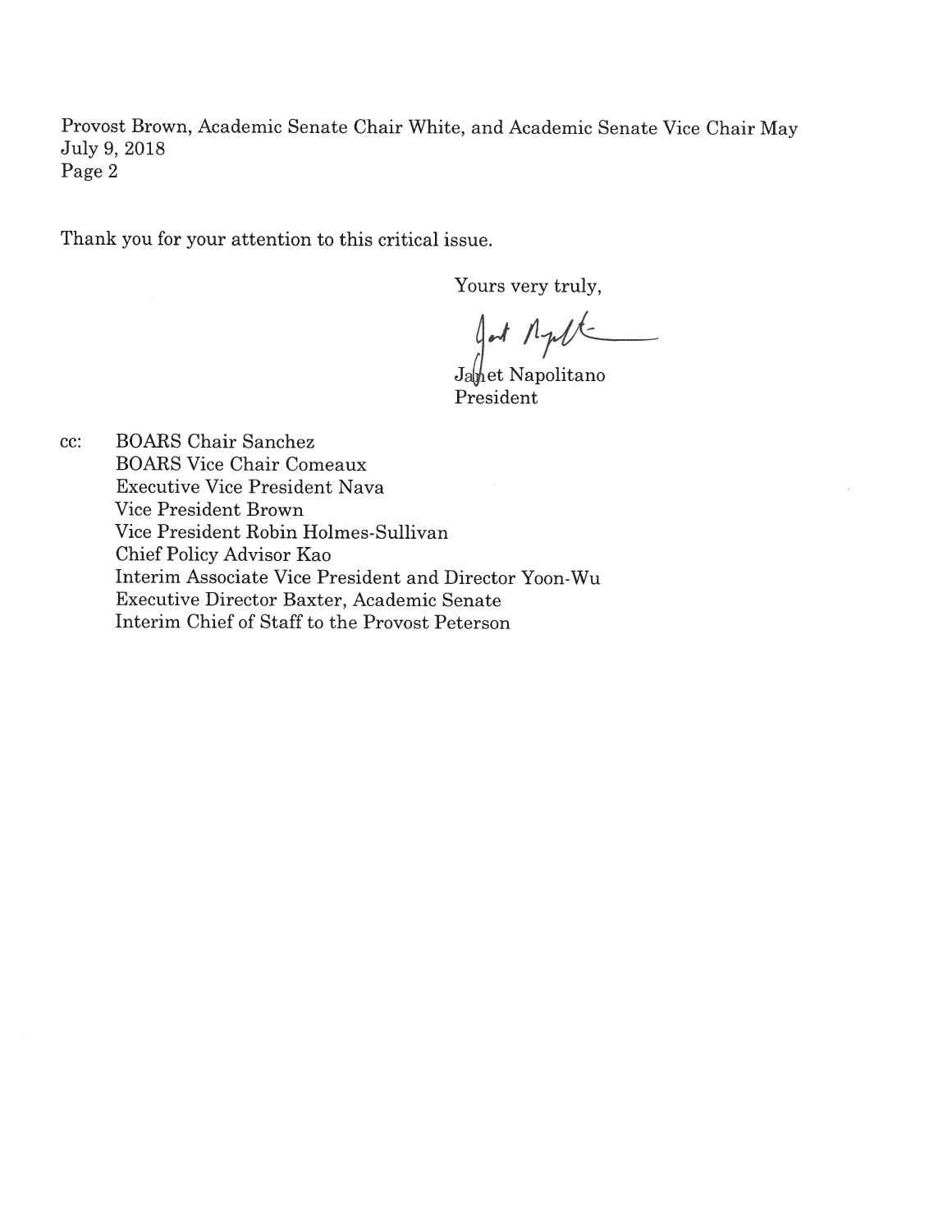Thank you for your attention to this critical issue.

Yours very truly,

Janet Napolitano
President

cc: BOARS Chair Sanchez
BOARS Vice Chair Comeaux
Executive Vice President Nava
Vice President Brown
Vice President Robin Holmes-Sullivan
Chief Policy Advisor Kao
Interim Associate Vice President and Director Yoon-Wu
Executive Director Baxter, Academic Senate
Interim Chief of Staff to the Provost Peterson